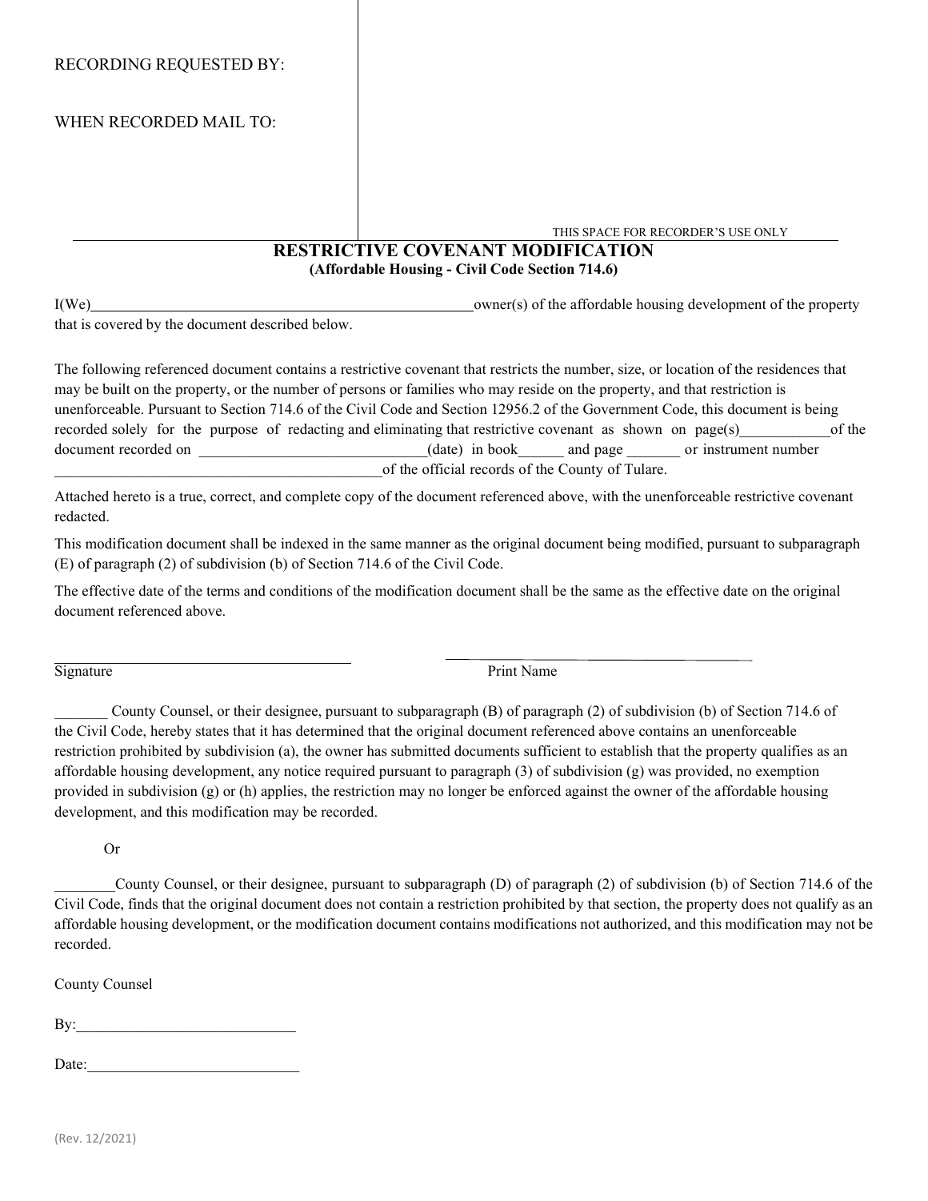RECORDING REQUESTED BY:

WHEN RECORDED MAIL TO:

THIS SPACE FOR RECORDER'S USE ONLY

# RESTRICTIVE COVENANT MODIFICATION

**(Affordable Housing - Civil Code Section 714.6)**

I(We)_____________________________________________________ owner(s) of the affordable housing development of the property that is covered by the document described below.

The following referenced document contains a restrictive covenant that restricts the number, size, or location of the residences that may be built on the property, or the number of persons or families who may reside on the property, and that restriction is unenforceable. Pursuant to Section 714.6 of the Civil Code and Section 12956.2 of the Government Code, this document is being recorded solely for the purpose of redacting and eliminating that restrictive covenant as shown on page(s)____________of the document recorded on ______________________________(date) in book______ and page _______ or instrument number ____________________________________________of the official records of the County of Tulare.

Attached hereto is a true, correct, and complete copy of the document referenced above, with the unenforceable restrictive covenant redacted.

This modification document shall be indexed in the same manner as the original document being modified, pursuant to subparagraph (E) of paragraph (2) of subdivision (b) of Section 714.6 of the Civil Code.

The effective date of the terms and conditions of the modification document shall be the same as the effective date on the original document referenced above.

________________________________________ ________________________________________

Signature Print Name

_______ County Counsel, or their designee, pursuant to subparagraph (B) of paragraph (2) of subdivision (b) of Section 714.6 of the Civil Code, hereby states that it has determined that the original document referenced above contains an unenforceable restriction prohibited by subdivision (a), the owner has submitted documents sufficient to establish that the property qualifies as an affordable housing development, any notice required pursuant to paragraph (3) of subdivision (g) was provided, no exemption provided in subdivision (g) or (h) applies, the restriction may no longer be enforced against the owner of the affordable housing development, and this modification may be recorded.

Or

________County Counsel, or their designee, pursuant to subparagraph (D) of paragraph (2) of subdivision (b) of Section 714.6 of the Civil Code, finds that the original document does not contain a restriction prohibited by that section, the property does not qualify as an affordable housing development, or the modification document contains modifications not authorized, and this modification may not be recorded.

County Counsel

By:_____________________________

Date:____________________________

(Rev. 12/2021)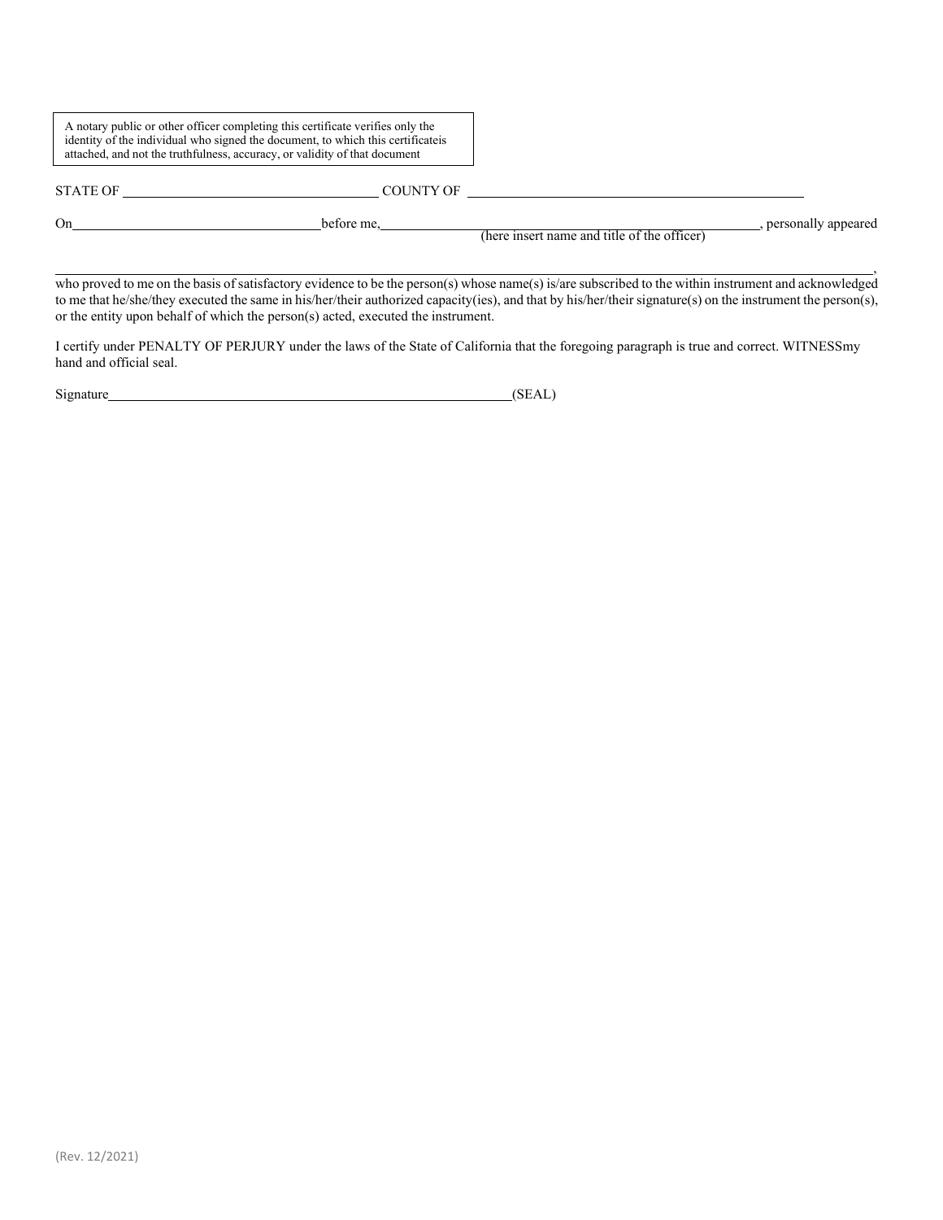> A notary public or other officer completing this certificate verifies only the identity of the individual who signed the document, to which this certificateis attached, and not the truthfulness, accuracy, or validity of that document

STATE OF ______________________________ COUNTY OF ______________________________

On ______________________________ before me, ______________________________ (here insert name and title of the officer), personally appeared

______________________________________________________________________________,

who proved to me on the basis of satisfactory evidence to be the person(s) whose name(s) is/are subscribed to the within instrument and acknowledged to me that he/she/they executed the same in his/her/their authorized capacity(ies), and that by his/her/their signature(s) on the instrument the person(s), or the entity upon behalf of which the person(s) acted, executed the instrument.

I certify under PENALTY OF PERJURY under the laws of the State of California that the foregoing paragraph is true and correct. WITNESSmy hand and official seal.

Signature ______________________________________________ (SEAL)

(Rev. 12/2021)